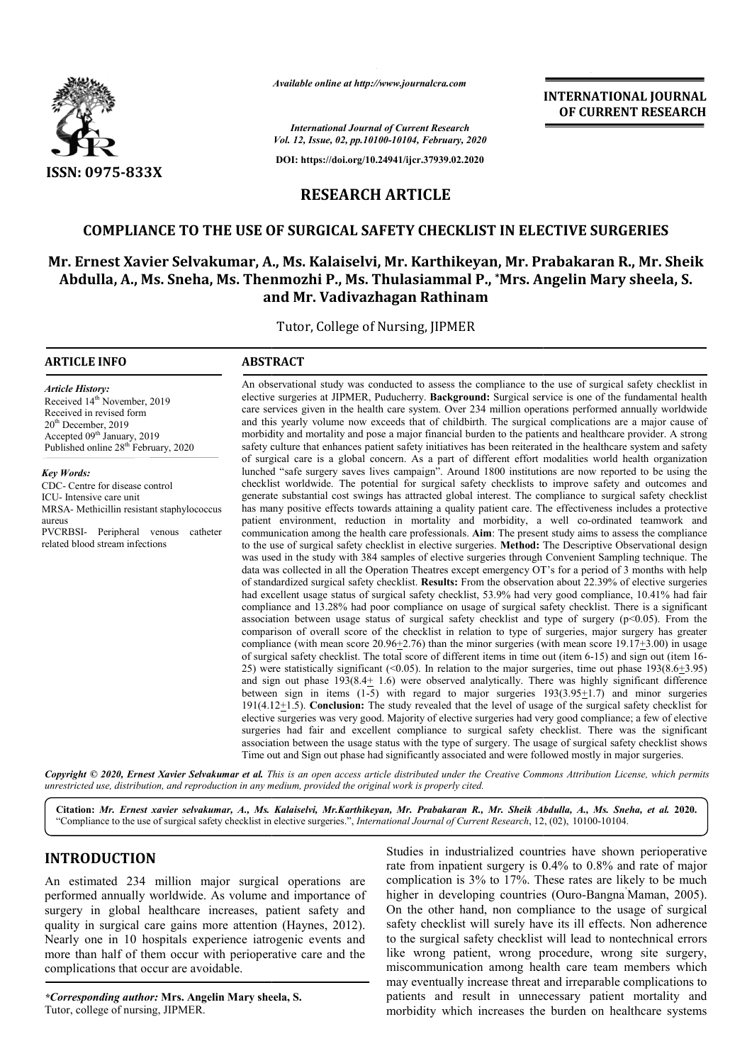ISSN: 0975-833X

*Available online at http://www.journalcra.com*

*International Journal of Current Research*
*Vol. 12, Issue, 02, pp.10100-10104, February, 2020*

**DOI: https://doi.org/10.24941/ijcr.37939.02.2020**

**INTERNATIONAL JOURNAL OF CURRENT RESEARCH**

# RESEARCH ARTICLE

## COMPLIANCE TO THE USE OF SURGICAL SAFETY CHECKLIST IN ELECTIVE SURGERIES

**Mr. Ernest Xavier Selvakumar, A., Ms. Kalaiselvi, Mr. Karthikeyan, Mr. Prabakaran R., Mr. Sheik Abdulla, A., Ms. Sneha, Ms. Thenmozhi P., Ms. Thulasiammal P., \*Mrs. Angelin Mary sheela, S. and Mr. Vadivazhagan Rathinam**

Tutor, College of Nursing, JIPMER

### ARTICLE INFO

*Article History:*
Received 14th November, 2019
Received in revised form
20th December, 2019
Accepted 09th January, 2019
Published online 28th February, 2020

*Key Words:*
CDC- Centre for disease control
ICU- Intensive care unit
MRSA- Methicillin resistant staphylococcus aureus
PVCRBSI- Peripheral venous catheter related blood stream infections

### ABSTRACT

An observational study was conducted to assess the compliance to the use of surgical safety checklist in elective surgeries at JIPMER, Puducherry. **Background:** Surgical service is one of the fundamental health care services given in the health care system. Over 234 million operations performed annually worldwide and this yearly volume now exceeds that of childbirth. The surgical complications are a major cause of morbidity and mortality and pose a major financial burden to the patients and healthcare provider. A strong safety culture that enhances patient safety initiatives has been reiterated in the healthcare system and safety of surgical care is a global concern. As a part of different effort modalities world health organization lunched "safe surgery saves lives campaign". Around 1800 institutions are now reported to be using the checklist worldwide. The potential for surgical safety checklists to improve safety and outcomes and generate substantial cost swings has attracted global interest. The compliance to surgical safety checklist has many positive effects towards attaining a quality patient care. The effectiveness includes a protective patient environment, reduction in mortality and morbidity, a well co-ordinated teamwork and communication among the health care professionals. **Aim**: The present study aims to assess the compliance to the use of surgical safety checklist in elective surgeries. **Method:** The Descriptive Observational design was used in the study with 384 samples of elective surgeries through Convenient Sampling technique. The data was collected in all the Operation Theatres except emergency OT's for a period of 3 months with help of standardized surgical safety checklist. **Results:** From the observation about 22.39% of elective surgeries had excellent usage status of surgical safety checklist, 53.9% had very good compliance, 10.41% had fair compliance and 13.28% had poor compliance on usage of surgical safety checklist. There is a significant association between usage status of surgical safety checklist and type of surgery ($p<0.05$). From the comparison of overall score of the checklist in relation to type of surgeries, major surgery has greater compliance (with mean score 20.96±2.76) than the minor surgeries (with mean score 19.17±3.00) in usage of surgical safety checklist. The total score of different items in time out (item 6-15) and sign out (item 16-25) were statistically significant (<0.05). In relation to the major surgeries, time out phase 193(8.6±3.95) and sign out phase 193(8.4± 1.6) were observed analytically. There was highly significant difference between sign in items (1-5) with regard to major surgeries 193(3.95±1.7) and minor surgeries 191(4.12±1.5). **Conclusion:** The study revealed that the level of usage of the surgical safety checklist for elective surgeries was very good. Majority of elective surgeries had very good compliance; a few of elective surgeries had fair and excellent compliance to surgical safety checklist. There was the significant association between the usage status with the type of surgery. The usage of surgical safety checklist shows Time out and Sign out phase had significantly associated and were followed mostly in major surgeries.

*Copyright © 2020, Ernest Xavier Selvakumar et al. This is an open access article distributed under the Creative Commons Attribution License, which permits unrestricted use, distribution, and reproduction in any medium, provided the original work is properly cited.*

**Citation:** *Mr. Ernest xavier selvakumar, A., Ms. Kalaiselvi, Mr.Karthikeyan, Mr. Prabakaran R., Mr. Sheik Abdulla, A., Ms. Sneha, et al.* **2020.** "Compliance to the use of surgical safety checklist in elective surgeries.", *International Journal of Current Research*, 12, (02), 10100-10104.

## INTRODUCTION

An estimated 234 million major surgical operations are performed annually worldwide. As volume and importance of surgery in global healthcare increases, patient safety and quality in surgical care gains more attention (Haynes, 2012). Nearly one in 10 hospitals experience iatrogenic events and more than half of them occur with perioperative care and the complications that occur are avoidable.

Studies in industrialized countries have shown perioperative rate from inpatient surgery is 0.4% to 0.8% and rate of major complication is 3% to 17%. These rates are likely to be much higher in developing countries (Ouro-Bangna Maman, 2005). On the other hand, non compliance to the usage of surgical safety checklist will surely have its ill effects. Non adherence to the surgical safety checklist will lead to nontechnical errors like wrong patient, wrong procedure, wrong site surgery, miscommunication among health care team members which may eventually increase threat and irreparable complications to patients and result in unnecessary patient mortality and morbidity which increases the burden on healthcare systems

*\*Corresponding author:* **Mrs. Angelin Mary sheela, S.**
Tutor, college of nursing, JIPMER.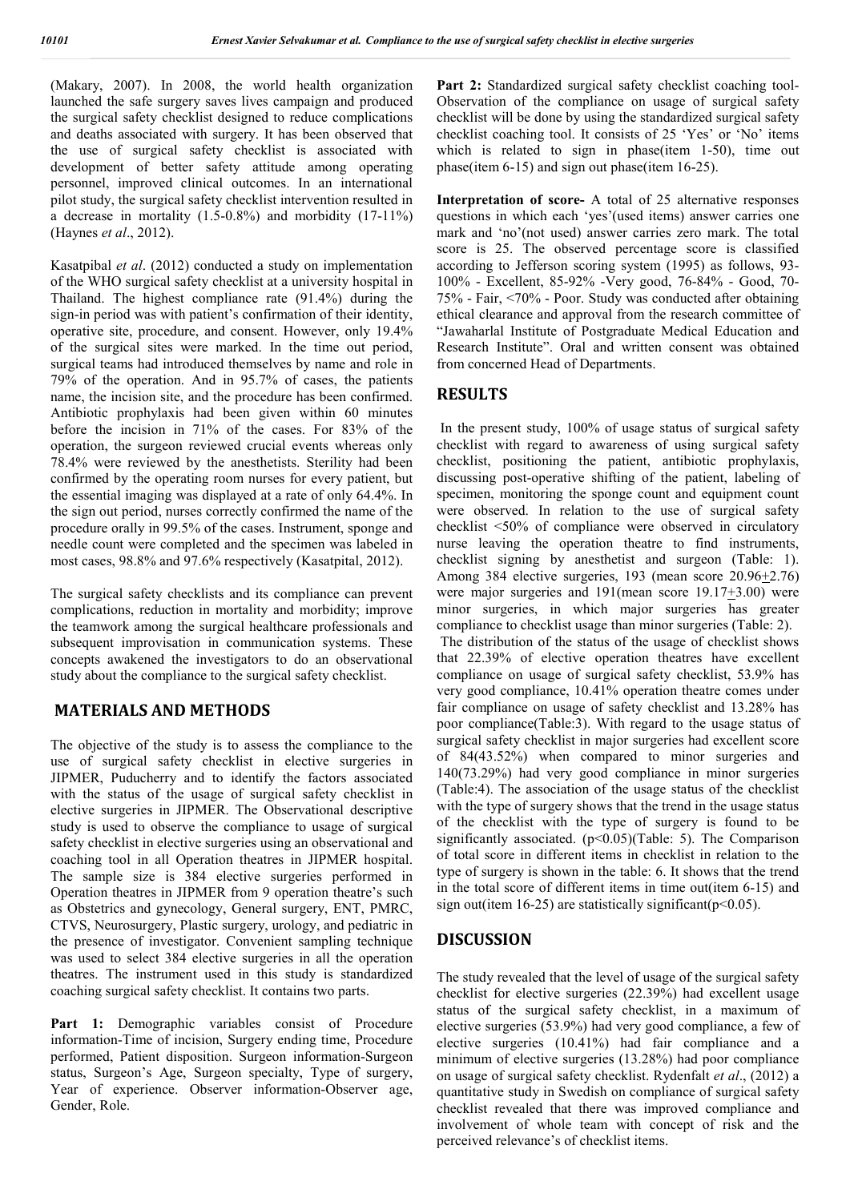(Makary, 2007). In 2008, the world health organization launched the safe surgery saves lives campaign and produced the surgical safety checklist designed to reduce complications and deaths associated with surgery. It has been observed that the use of surgical safety checklist is associated with development of better safety attitude among operating personnel, improved clinical outcomes. In an international pilot study, the surgical safety checklist intervention resulted in a decrease in mortality (1.5-0.8%) and morbidity (17-11%) (Haynes *et al*., 2012).

Kasatpibal *et al*. (2012) conducted a study on implementation of the WHO surgical safety checklist at a university hospital in Thailand. The highest compliance rate (91.4%) during the sign-in period was with patient's confirmation of their identity, operative site, procedure, and consent. However, only 19.4% of the surgical sites were marked. In the time out period, surgical teams had introduced themselves by name and role in 79% of the operation. And in 95.7% of cases, the patients name, the incision site, and the procedure has been confirmed. Antibiotic prophylaxis had been given within 60 minutes before the incision in 71% of the cases. For 83% of the operation, the surgeon reviewed crucial events whereas only 78.4% were reviewed by the anesthetists. Sterility had been confirmed by the operating room nurses for every patient, but the essential imaging was displayed at a rate of only 64.4%. In the sign out period, nurses correctly confirmed the name of the procedure orally in 99.5% of the cases. Instrument, sponge and needle count were completed and the specimen was labeled in most cases, 98.8% and 97.6% respectively (Kasatpital, 2012).

The surgical safety checklists and its compliance can prevent complications, reduction in mortality and morbidity; improve the teamwork among the surgical healthcare professionals and subsequent improvisation in communication systems. These concepts awakened the investigators to do an observational study about the compliance to the surgical safety checklist.

## MATERIALS AND METHODS

The objective of the study is to assess the compliance to the use of surgical safety checklist in elective surgeries in JIPMER, Puducherry and to identify the factors associated with the status of the usage of surgical safety checklist in elective surgeries in JIPMER. The Observational descriptive study is used to observe the compliance to usage of surgical safety checklist in elective surgeries using an observational and coaching tool in all Operation theatres in JIPMER hospital. The sample size is 384 elective surgeries performed in Operation theatres in JIPMER from 9 operation theatre's such as Obstetrics and gynecology, General surgery, ENT, PMRC, CTVS, Neurosurgery, Plastic surgery, urology, and pediatric in the presence of investigator. Convenient sampling technique was used to select 384 elective surgeries in all the operation theatres. The instrument used in this study is standardized coaching surgical safety checklist. It contains two parts.

**Part 1:** Demographic variables consist of Procedure information-Time of incision, Surgery ending time, Procedure performed, Patient disposition. Surgeon information-Surgeon status, Surgeon's Age, Surgeon specialty, Type of surgery, Year of experience. Observer information-Observer age, Gender, Role.

**Part 2:** Standardized surgical safety checklist coaching tool-Observation of the compliance on usage of surgical safety checklist will be done by using the standardized surgical safety checklist coaching tool. It consists of 25 'Yes' or 'No' items which is related to sign in phase(item 1-50), time out phase(item 6-15) and sign out phase(item 16-25).

**Interpretation of score-** A total of 25 alternative responses questions in which each 'yes'(used items) answer carries one mark and 'no'(not used) answer carries zero mark. The total score is 25. The observed percentage score is classified according to Jefferson scoring system (1995) as follows, 93-100% - Excellent, 85-92% -Very good, 76-84% - Good, 70-75% - Fair, <70% - Poor. Study was conducted after obtaining ethical clearance and approval from the research committee of "Jawaharlal Institute of Postgraduate Medical Education and Research Institute". Oral and written consent was obtained from concerned Head of Departments.

## RESULTS

In the present study, 100% of usage status of surgical safety checklist with regard to awareness of using surgical safety checklist, positioning the patient, antibiotic prophylaxis, discussing post-operative shifting of the patient, labeling of specimen, monitoring the sponge count and equipment count were observed. In relation to the use of surgical safety checklist <50% of compliance were observed in circulatory nurse leaving the operation theatre to find instruments, checklist signing by anesthetist and surgeon (Table: 1). Among 384 elective surgeries, 193 (mean score 20.96$\pm$2.76) were major surgeries and 191(mean score 19.17$\pm$3.00) were minor surgeries, in which major surgeries has greater compliance to checklist usage than minor surgeries (Table: 2). The distribution of the status of the usage of checklist shows that 22.39% of elective operation theatres have excellent compliance on usage of surgical safety checklist, 53.9% has very good compliance, 10.41% operation theatre comes under fair compliance on usage of safety checklist and 13.28% has poor compliance(Table:3). With regard to the usage status of surgical safety checklist in major surgeries had excellent score of 84(43.52%) when compared to minor surgeries and 140(73.29%) had very good compliance in minor surgeries (Table:4). The association of the usage status of the checklist with the type of surgery shows that the trend in the usage status of the checklist with the type of surgery is found to be significantly associated. ($p<0.05$)(Table: 5). The Comparison of total score in different items in checklist in relation to the type of surgery is shown in the table: 6. It shows that the trend in the total score of different items in time out(item 6-15) and sign out(item 16-25) are statistically significant($p<0.05$).

## DISCUSSION

The study revealed that the level of usage of the surgical safety checklist for elective surgeries (22.39%) had excellent usage status of the surgical safety checklist, in a maximum of elective surgeries (53.9%) had very good compliance, a few of elective surgeries (10.41%) had fair compliance and a minimum of elective surgeries (13.28%) had poor compliance on usage of surgical safety checklist. Rydenfalt *et al*., (2012) a quantitative study in Swedish on compliance of surgical safety checklist revealed that there was improved compliance and involvement of whole team with concept of risk and the perceived relevance's of checklist items.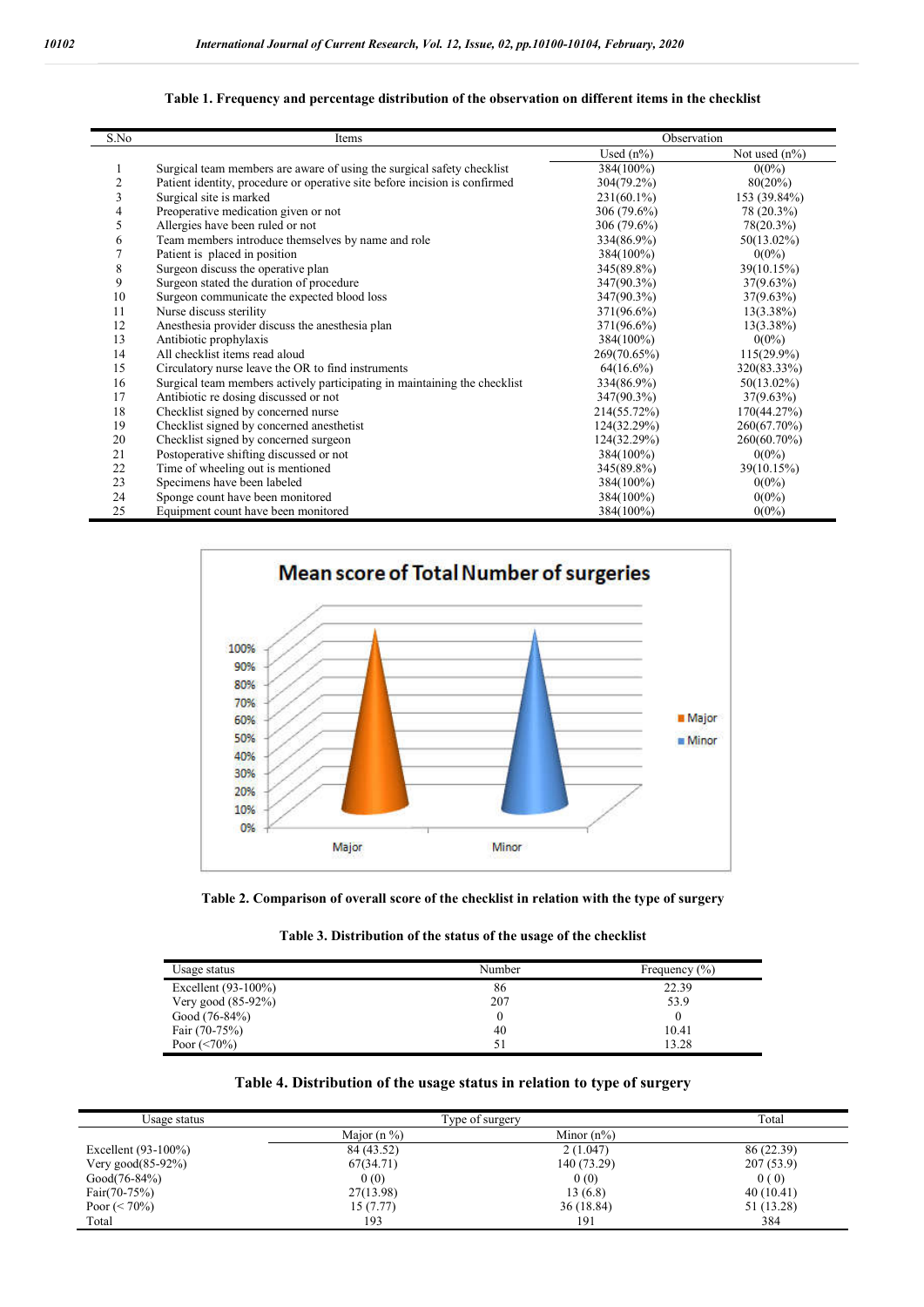**Table 1. Frequency and percentage distribution of the observation on different items in the checklist**

| S.No | Items | Observation | |
|---|---|---|---|
| | | Used (n%) | Not used (n%) |
| 1 | Surgical team members are aware of using the surgical safety checklist | 384(100%) | 0(0%) |
| 2 | Patient identity, procedure or operative site before incision is confirmed | 304(79.2%) | 80(20%) |
| 3 | Surgical site is marked | 231(60.1%) | 153 (39.84%) |
| 4 | Preoperative medication given or not | 306 (79.6%) | 78 (20.3%) |
| 5 | Allergies have been ruled or not | 306 (79.6%) | 78(20.3%) |
| 6 | Team members introduce themselves by name and role | 334(86.9%) | 50(13.02%) |
| 7 | Patient is placed in position | 384(100%) | 0(0%) |
| 8 | Surgeon discuss the operative plan | 345(89.8%) | 39(10.15%) |
| 9 | Surgeon stated the duration of procedure | 347(90.3%) | 37(9.63%) |
| 10 | Surgeon communicate the expected blood loss | 347(90.3%) | 37(9.63%) |
| 11 | Nurse discuss sterility | 371(96.6%) | 13(3.38%) |
| 12 | Anesthesia provider discuss the anesthesia plan | 371(96.6%) | 13(3.38%) |
| 13 | Antibiotic prophylaxis | 384(100%) | 0(0%) |
| 14 | All checklist items read aloud | 269(70.65%) | 115(29.9%) |
| 15 | Circulatory nurse leave the OR to find instruments | 64(16.6%) | 320(83.33%) |
| 16 | Surgical team members actively participating in maintaining the checklist | 334(86.9%) | 50(13.02%) |
| 17 | Antibiotic re dosing discussed or not | 347(90.3%) | 37(9.63%) |
| 18 | Checklist signed by concerned nurse | 214(55.72%) | 170(44.27%) |
| 19 | Checklist signed by concerned anesthetist | 124(32.29%) | 260(67.70%) |
| 20 | Checklist signed by concerned surgeon | 124(32.29%) | 260(60.70%) |
| 21 | Postoperative shifting discussed or not | 384(100%) | 0(0%) |
| 22 | Time of wheeling out is mentioned | 345(89.8%) | 39(10.15%) |
| 23 | Specimens have been labeled | 384(100%) | 0(0%) |
| 24 | Sponge count have been monitored | 384(100%) | 0(0%) |
| 25 | Equipment count have been monitored | 384(100%) | 0(0%) |

**Table 2. Comparison of overall score of the checklist in relation with the type of surgery**

**Table 3. Distribution of the status of the usage of the checklist**

| Usage status | Number | Frequency (%) |
|---|---|---|
| Excellent (93-100%) | 86 | 22.39 |
| Very good (85-92%) | 207 | 53.9 |
| Good (76-84%) | 0 | 0 |
| Fair (70-75%) | 40 | 10.41 |
| Poor (<70%) | 51 | 13.28 |

**Table 4. Distribution of the usage status in relation to type of surgery**

| Usage status | Type of surgery | | Total |
|---|---|---|---|
| | Major (n %) | Minor (n%) | |
| Excellent (93-100%) | 84 (43.52) | 2 (1.047) | 86 (22.39) |
| Very good(85-92%) | 67(34.71) | 140 (73.29) | 207 (53.9) |
| Good(76-84%) | 0 (0) | 0 (0) | 0 ( 0) |
| Fair(70-75%) | 27(13.98) | 13 (6.8) | 40 (10.41) |
| Poor (< 70%) | 15 (7.77) | 36 (18.84) | 51 (13.28) |
| Total | 193 | 191 | 384 |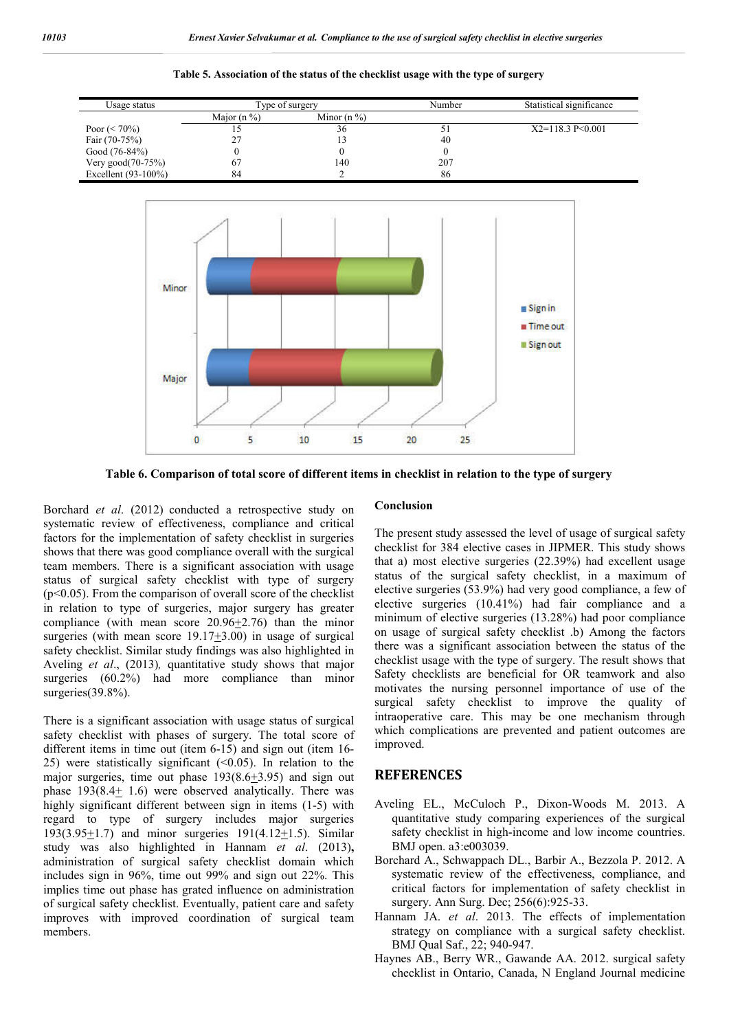**Table 5. Association of the status of the checklist usage with the type of surgery**

| Usage status | Type of surgery | | Number | Statistical significance |
|---|---|---|---|---|
| | Major (n %) | Minor (n %) | | |
| Poor (< 70%) | 15 | 36 | 51 | X2=118.3 P<0.001 |
| Fair (70-75%) | 27 | 13 | 40 | |
| Good (76-84%) | 0 | 0 | 0 | |
| Very good(70-75%) | 67 | 140 | 207 | |
| Excellent (93-100%) | 84 | 2 | 86 | |

**Table 6. Comparison of total score of different items in checklist in relation to the type of surgery**

Borchard *et al*. (2012) conducted a retrospective study on systematic review of effectiveness, compliance and critical factors for the implementation of safety checklist in surgeries shows that there was good compliance overall with the surgical team members. There is a significant association with usage status of surgical safety checklist with type of surgery ($p<0.05$). From the comparison of overall score of the checklist in relation to type of surgeries, major surgery has greater compliance (with mean score 20.96±2.76) than the minor surgeries (with mean score 19.17±3.00) in usage of surgical safety checklist. Similar study findings was also highlighted in Aveling *et al*., (2013), quantitative study shows that major surgeries (60.2%) had more compliance than minor surgeries(39.8%).

There is a significant association with usage status of surgical safety checklist with phases of surgery. The total score of different items in time out (item 6-15) and sign out (item 16-25) were statistically significant (<0.05). In relation to the major surgeries, time out phase 193(8.6±3.95) and sign out phase 193(8.4± 1.6) were observed analytically. There was highly significant different between sign in items (1-5) with regard to type of surgery includes major surgeries 193(3.95±1.7) and minor surgeries 191(4.12±1.5). Similar study was also highlighted in Hannam *et al*. (2013), administration of surgical safety checklist domain which includes sign in 96%, time out 99% and sign out 22%. This implies time out phase has grated influence on administration of surgical safety checklist. Eventually, patient care and safety improves with improved coordination of surgical team members.

## Conclusion

The present study assessed the level of usage of surgical safety checklist for 384 elective cases in JIPMER. This study shows that a) most elective surgeries (22.39%) had excellent usage status of the surgical safety checklist, in a maximum of elective surgeries (53.9%) had very good compliance, a few of elective surgeries (10.41%) had fair compliance and a minimum of elective surgeries (13.28%) had poor compliance on usage of surgical safety checklist .b) Among the factors there was a significant association between the status of the checklist usage with the type of surgery. The result shows that Safety checklists are beneficial for OR teamwork and also motivates the nursing personnel importance of use of the surgical safety checklist to improve the quality of intraoperative care. This may be one mechanism through which complications are prevented and patient outcomes are improved.

## REFERENCES

Aveling EL., McCuloch P., Dixon-Woods M. 2013. A quantitative study comparing experiences of the surgical safety checklist in high-income and low income countries. BMJ open. a3:e003039.

Borchard A., Schwappach DL., Barbir A., Bezzola P. 2012. A systematic review of the effectiveness, compliance, and critical factors for implementation of safety checklist in surgery. Ann Surg. Dec; 256(6):925-33.

Hannam JA. *et al*. 2013. The effects of implementation strategy on compliance with a surgical safety checklist. BMJ Qual Saf., 22; 940-947.

Haynes AB., Berry WR., Gawande AA. 2012. surgical safety checklist in Ontario, Canada, N England Journal medicine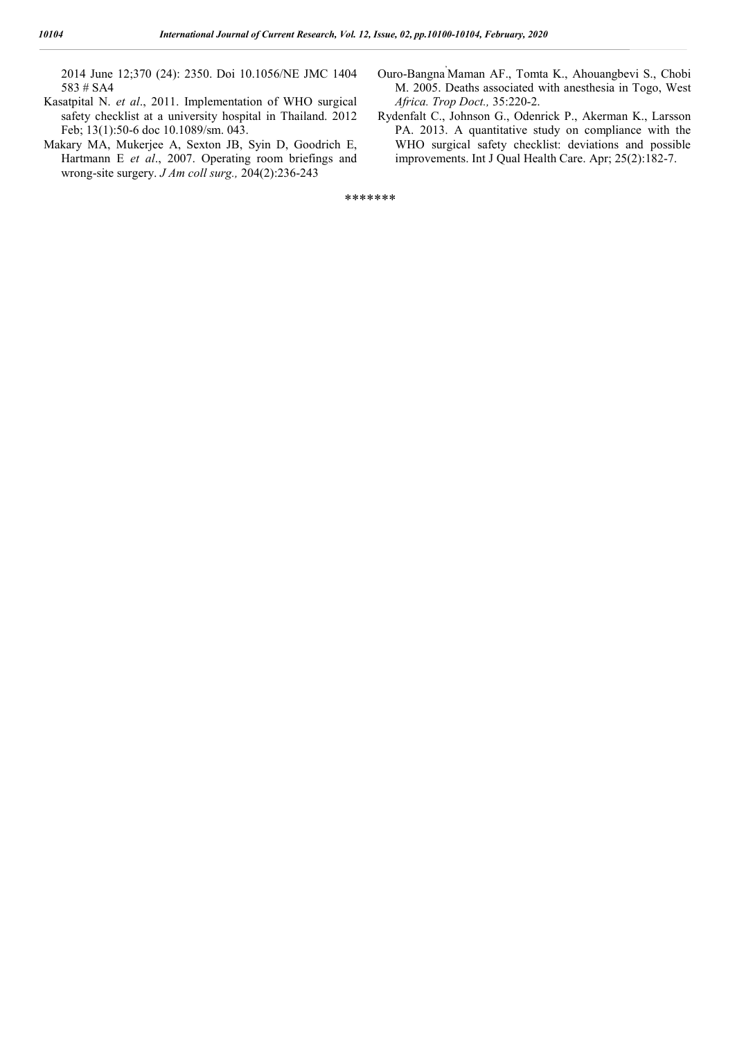2014 June 12;370 (24): 2350. Doi 10.1056/NE JMC 1404 583 # SA4

Kasatpital N. *et al*., 2011. Implementation of WHO surgical safety checklist at a university hospital in Thailand. 2012 Feb; 13(1):50-6 doc 10.1089/sm. 043.

Makary MA, Mukerjee A, Sexton JB, Syin D, Goodrich E, Hartmann E *et al*., 2007. Operating room briefings and wrong-site surgery. *J Am coll surg.,* 204(2):236-243

Ouro-Bangna Maman AF., Tomta K., Ahouangbevi S., Chobi M. 2005. Deaths associated with anesthesia in Togo, West *Africa. Trop Doct.,* 35:220-2.

Rydenfalt C., Johnson G., Odenrick P., Akerman K., Larsson PA. 2013. A quantitative study on compliance with the WHO surgical safety checklist: deviations and possible improvements. Int J Qual Health Care. Apr; 25(2):182-7.

*******